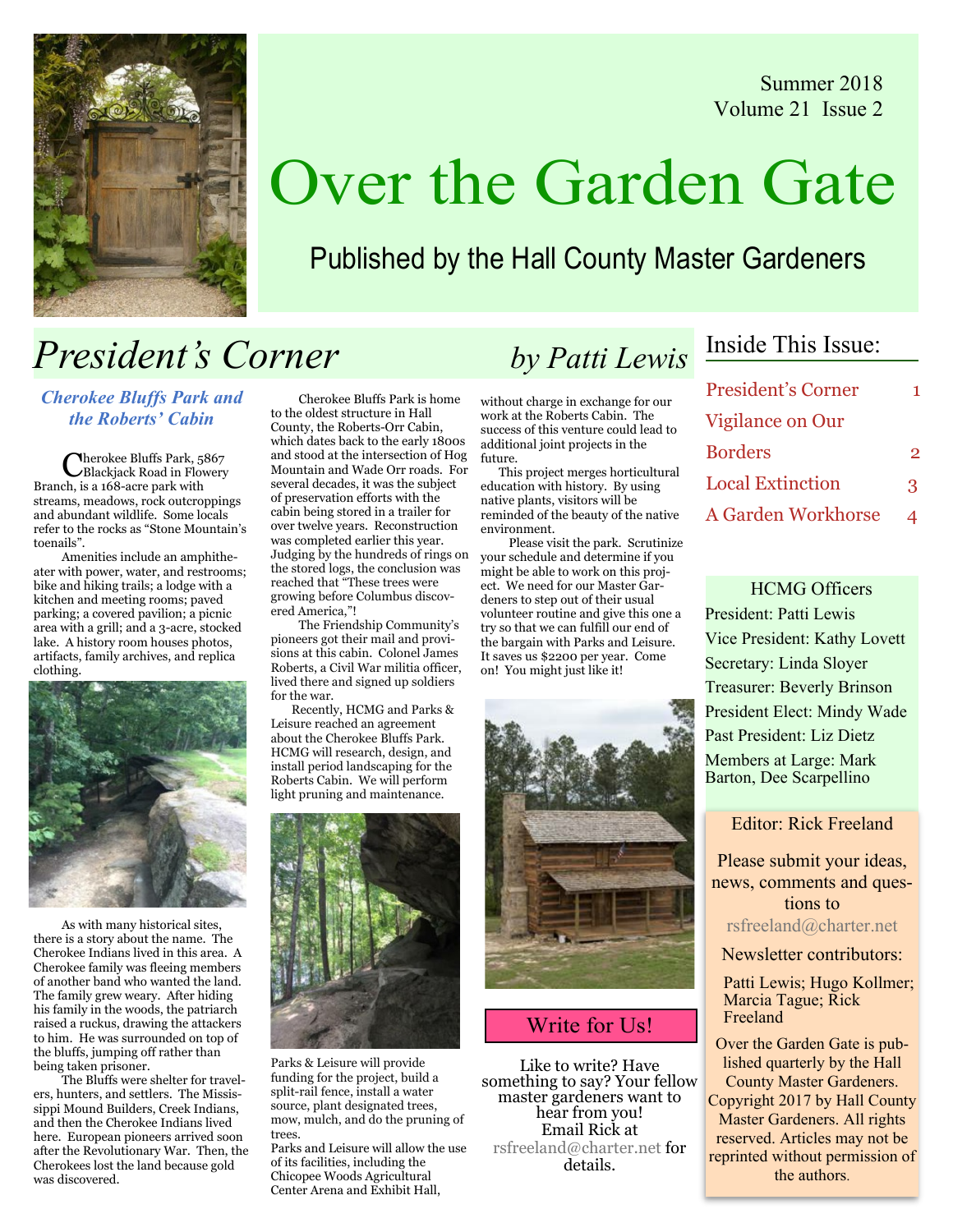Summer 2018
Volume 21 Issue 2

# Over the Garden Gate

Published by the Hall County Master Gardeners

## President's Corner *by Patti Lewis*

### *Cherokee Bluffs Park and the Roberts' Cabin*

Cherokee Bluffs Park, 5867 Blackjack Road in Flowery Branch, is a 168-acre park with streams, meadows, rock outcroppings and abundant wildlife. Some locals refer to the rocks as "Stone Mountain's toenails".

Amenities include an amphitheater with power, water, and restrooms; bike and hiking trails; a lodge with a kitchen and meeting rooms; paved parking; a covered pavilion; a picnic area with a grill; and a 3-acre, stocked lake. A history room houses photos, artifacts, family archives, and replica clothing.

As with many historical sites, there is a story about the name. The Cherokee Indians lived in this area. A Cherokee family was fleeing members of another band who wanted the land. The family grew weary. After hiding his family in the woods, the patriarch raised a ruckus, drawing the attackers to him. He was surrounded on top of the bluffs, jumping off rather than being taken prisoner.

The Bluffs were shelter for travelers, hunters, and settlers. The Mississippi Mound Builders, Creek Indians, and then the Cherokee Indians lived here. European pioneers arrived soon after the Revolutionary War. Then, the Cherokees lost the land because gold was discovered.

Cherokee Bluffs Park is home to the oldest structure in Hall County, the Roberts-Orr Cabin, which dates back to the early 1800s and stood at the intersection of Hog Mountain and Wade Orr roads. For several decades, it was the subject of preservation efforts with the cabin being stored in a trailer for over twelve years. Reconstruction was completed earlier this year. Judging by the hundreds of rings on the stored logs, the conclusion was reached that "These trees were growing before Columbus discovered America,"!

The Friendship Community's pioneers got their mail and provisions at this cabin. Colonel James Roberts, a Civil War militia officer, lived there and signed up soldiers for the war.

Recently, HCMG and Parks & Leisure reached an agreement about the Cherokee Bluffs Park. HCMG will research, design, and install period landscaping for the Roberts Cabin. We will perform light pruning and maintenance.

Parks & Leisure will provide funding for the project, build a split-rail fence, install a water source, plant designated trees, mow, mulch, and do the pruning of trees.

Parks and Leisure will allow the use of its facilities, including the Chicopee Woods Agricultural Center Arena and Exhibit Hall, without charge in exchange for our work at the Roberts Cabin. The success of this venture could lead to additional joint projects in the future.

This project merges horticultural education with history. By using native plants, visitors will be reminded of the beauty of the native environment.

Please visit the park. Scrutinize your schedule and determine if you might be able to work on this project. We need for our Master Gardeners to step out of their usual volunteer routine and give this one a try so that we can fulfill our end of the bargain with Parks and Leisure. It saves us $2200 per year. Come on! You might just like it!

## Write for Us!

Like to write? Have something to say? Your fellow master gardeners want to hear from you! Email Rick at rsfreeland@charter.net for details.

## Inside This Issue:

| | |
|---|---|
| President's Corner | 1 |
| Vigilance on Our Borders | 2 |
| Local Extinction | 3 |
| A Garden Workhorse | 4 |

### HCMG Officers

President: Patti Lewis
Vice President: Kathy Lovett
Secretary: Linda Sloyer
Treasurer: Beverly Brinson
President Elect: Mindy Wade
Past President: Liz Dietz
Members at Large: Mark Barton, Dee Scarpellino

Editor: Rick Freeland

Please submit your ideas, news, comments and questions to rsfreeland@charter.net

Newsletter contributors:

Patti Lewis; Hugo Kollmer; Marcia Tague; Rick Freeland

Over the Garden Gate is published quarterly by the Hall County Master Gardeners. Copyright 2017 by Hall County Master Gardeners. All rights reserved. Articles may not be reprinted without permission of the authors.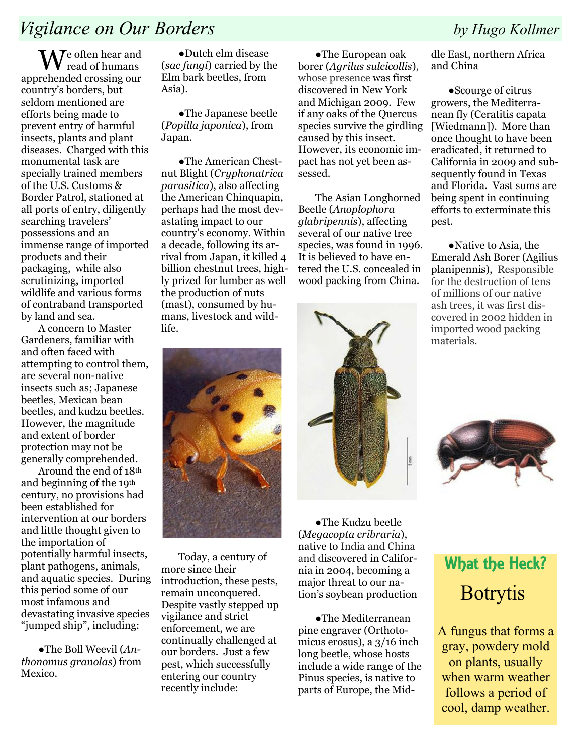## *Vigilance on Our Borders*

*by Hugo Kollmer*

We often hear and read of humans apprehended crossing our country's borders, but seldom mentioned are efforts being made to prevent entry of harmful insects, plants and plant diseases. Charged with this monumental task are specially trained members of the U.S. Customs & Border Patrol, stationed at all ports of entry, diligently searching travelers' possessions and an immense range of imported products and their packaging, while also scrutinizing, imported wildlife and various forms of contraband transported by land and sea.

A concern to Master Gardeners, familiar with and often faced with attempting to control them, are several non-native insects such as; Japanese beetles, Mexican bean beetles, and kudzu beetles. However, the magnitude and extent of border protection may not be generally comprehended.

Around the end of 18th and beginning of the 19th century, no provisions had been established for intervention at our borders and little thought given to the importation of potentially harmful insects, plant pathogens, animals, and aquatic species. During this period some of our most infamous and devastating invasive species "jumped ship", including:

- The Boll Weevil (*Anthonomus granolas*) from Mexico.
- Dutch elm disease (*sac fungi*) carried by the Elm bark beetles, from Asia).
- The Japanese beetle (*Popilla japonica*), from Japan.
- The American Chestnut Blight (*Cryphonatrica parasitica*), also affecting the American Chinquapin, perhaps had the most devastating impact to our country's economy. Within a decade, following its arrival from Japan, it killed 4 billion chestnut trees, highly prized for lumber as well the production of nuts (mast), consumed by humans, livestock and wildlife.

Today, a century of more since their introduction, these pests, remain unconquered. Despite vastly stepped up vigilance and strict enforcement, we are continually challenged at our borders. Just a few pest, which successfully entering our country recently include:

- The European oak borer (*Agrilus sulcicollis*), whose presence was first discovered in New York and Michigan 2009. Few if any oaks of the Quercus species survive the girdling caused by this insect. However, its economic impact has not yet been assessed.

The Asian Longhorned Beetle (*Anoplophora glabripennis*), affecting several of our native tree species, was found in 1996. It is believed to have entered the U.S. concealed in wood packing from China.

- The Kudzu beetle (*Megacopta cribraria*), native to India and China and discovered in California in 2004, becoming a major threat to our nation's soybean production
- The Mediterranean pine engraver (Orthotomicus erosus), a 3/16 inch long beetle, whose hosts include a wide range of the Pinus species, is native to parts of Europe, the Middle East, northern Africa and China
- Scourge of citrus growers, the Mediterranean fly (Ceratitis capata [Wiedmann]). More than once thought to have been eradicated, it returned to California in 2009 and subsequently found in Texas and Florida. Vast sums are being spent in continuing efforts to exterminate this pest.
- Native to Asia, the Emerald Ash Borer (Agilius planipennis), Responsible for the destruction of tens of millions of our native ash trees, it was first discovered in 2002 hidden in imported wood packing materials.

### What the Heck?

**Botrytis**

A fungus that forms a gray, powdery mold on plants, usually when warm weather follows a period of cool, damp weather.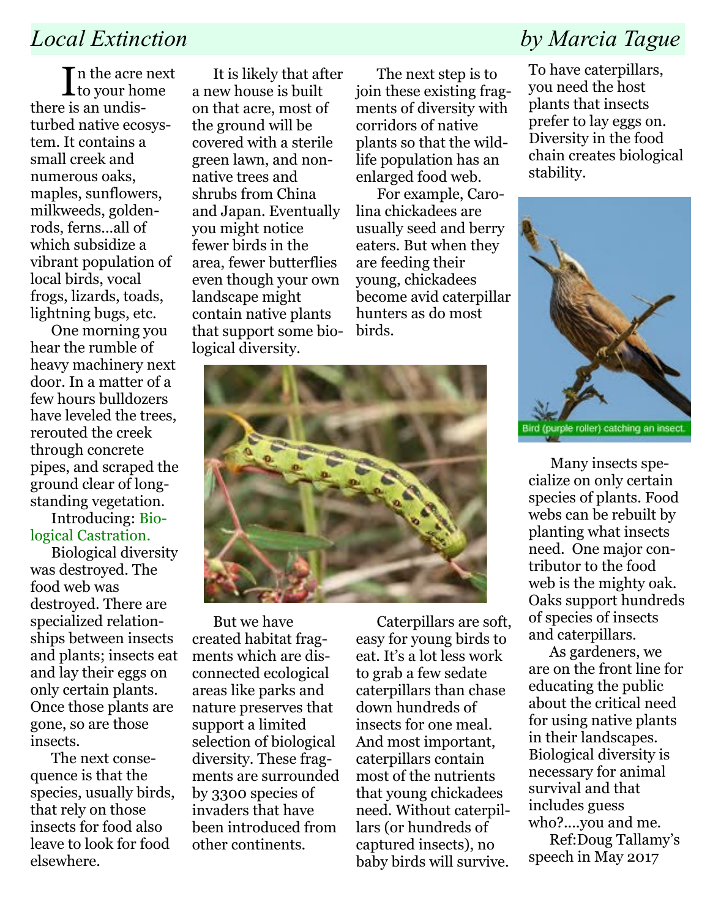# *Local Extinction* *by Marcia Tague*

In the acre next to your home there is an undisturbed native ecosystem. It contains a small creek and numerous oaks, maples, sunflowers, milkweeds, goldenrods, ferns...all of which subsidize a vibrant population of local birds, vocal frogs, lizards, toads, lightning bugs, etc.

One morning you hear the rumble of heavy machinery next door. In a matter of a few hours bulldozers have leveled the trees, rerouted the creek through concrete pipes, and scraped the ground clear of long-standing vegetation.

Introducing: Biological Castration.

Biological diversity was destroyed. The food web was destroyed. There are specialized relationships between insects and plants; insects eat and lay their eggs on only certain plants. Once those plants are gone, so are those insects.

The next consequence is that the species, usually birds, that rely on those insects for food also leave to look for food elsewhere.

It is likely that after a new house is built on that acre, most of the ground will be covered with a sterile green lawn, and non-native trees and shrubs from China and Japan. Eventually you might notice fewer birds in the area, fewer butterflies even though your own landscape might contain native plants that support some biological diversity.

But we have created habitat fragments which are disconnected ecological areas like parks and nature preserves that support a limited selection of biological diversity. These fragments are surrounded by 3300 species of invaders that have been introduced from other continents.

The next step is to join these existing fragments of diversity with corridors of native plants so that the wildlife population has an enlarged food web.

For example, Carolina chickadees are usually seed and berry eaters. But when they are feeding their young, chickadees become avid caterpillar hunters as do most birds.

Caterpillars are soft, easy for young birds to eat. It's a lot less work to grab a few sedate caterpillars than chase down hundreds of insects for one meal. And most important, caterpillars contain most of the nutrients that young chickadees need. Without caterpillars (or hundreds of captured insects), no baby birds will survive.

To have caterpillars, you need the host plants that insects prefer to lay eggs on. Diversity in the food chain creates biological stability.

Bird (purple roller) catching an insect.

Many insects specialize on only certain species of plants. Food webs can be rebuilt by planting what insects need. One major contributor to the food web is the mighty oak. Oaks support hundreds of species of insects and caterpillars.

As gardeners, we are on the front line for educating the public about the critical need for using native plants in their landscapes. Biological diversity is necessary for animal survival and that includes guess who?....you and me.

Ref:Doug Tallamy's speech in May 2017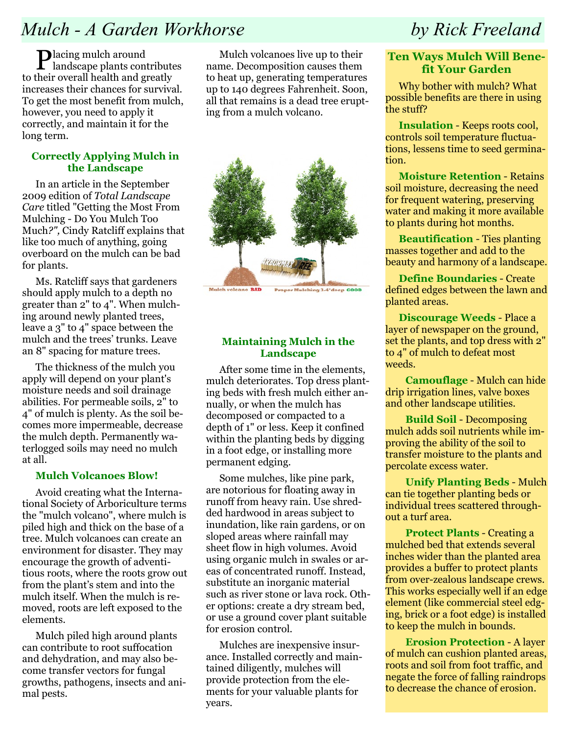# Mulch - A Garden Workhorse

by Rick Freeland

Placing mulch around landscape plants contributes to their overall health and greatly increases their chances for survival. To get the most benefit from mulch, however, you need to apply it correctly, and maintain it for the long term.

### Correctly Applying Mulch in the Landscape

In an article in the September 2009 edition of *Total Landscape Care* titled "Getting the Most From Mulching - Do You Mulch Too Much?", Cindy Ratcliff explains that like too much of anything, going overboard on the mulch can be bad for plants.

Ms. Ratcliff says that gardeners should apply mulch to a depth no greater than 2" to 4". When mulching around newly planted trees, leave a 3" to 4" space between the mulch and the trees' trunks. Leave an 8" spacing for mature trees.

The thickness of the mulch you apply will depend on your plant's moisture needs and soil drainage abilities. For permeable soils, 2" to 4" of mulch is plenty. As the soil becomes more impermeable, decrease the mulch depth. Permanently waterlogged soils may need no mulch at all.

### Mulch Volcanoes Blow!

Avoid creating what the International Society of Arboriculture terms the "mulch volcano", where mulch is piled high and thick on the base of a tree. Mulch volcanoes can create an environment for disaster. They may encourage the growth of adventitious roots, where the roots grow out from the plant's stem and into the mulch itself. When the mulch is removed, roots are left exposed to the elements.

Mulch piled high around plants can contribute to root suffocation and dehydration, and may also become transfer vectors for fungal growths, pathogens, insects and animal pests.

Mulch volcanoes live up to their name. Decomposition causes them to heat up, generating temperatures up to 140 degrees Fahrenheit. Soon, all that remains is a dead tree erupting from a mulch volcano.

Mulch volcano BAD

Proper Mulching 3-4" deep GOOD

### Maintaining Mulch in the Landscape

After some time in the elements, mulch deteriorates. Top dress planting beds with fresh mulch either annually, or when the mulch has decomposed or compacted to a depth of 1" or less. Keep it confined within the planting beds by digging in a foot edge, or installing more permanent edging.

Some mulches, like pine park, are notorious for floating away in runoff from heavy rain. Use shredded hardwood in areas subject to inundation, like rain gardens, or on sloped areas where rainfall may sheet flow in high volumes. Avoid using organic mulch in swales or areas of concentrated runoff. Instead, substitute an inorganic material such as river stone or lava rock. Other options: create a dry stream bed, or use a ground cover plant suitable for erosion control.

Mulches are inexpensive insurance. Installed correctly and maintained diligently, mulches will provide protection from the elements for your valuable plants for years.

### Ten Ways Mulch Will Benefit Your Garden

Why bother with mulch? What possible benefits are there in using the stuff?

**Insulation** - Keeps roots cool, controls soil temperature fluctuations, lessens time to seed germination.

**Moisture Retention** - Retains soil moisture, decreasing the need for frequent watering, preserving water and making it more available to plants during hot months.

**Beautification** - Ties planting masses together and add to the beauty and harmony of a landscape.

**Define Boundaries** - Create defined edges between the lawn and planted areas.

**Discourage Weeds** - Place a layer of newspaper on the ground, set the plants, and top dress with 2" to 4" of mulch to defeat most weeds.

**Camouflage** - Mulch can hide drip irrigation lines, valve boxes and other landscape utilities.

**Build Soil** - Decomposing mulch adds soil nutrients while improving the ability of the soil to transfer moisture to the plants and percolate excess water.

**Unify Planting Beds** - Mulch can tie together planting beds or individual trees scattered throughout a turf area.

**Protect Plants** - Creating a mulched bed that extends several inches wider than the planted area provides a buffer to protect plants from over-zealous landscape crews. This works especially well if an edge element (like commercial steel edging, brick or a foot edge) is installed to keep the mulch in bounds.

**Erosion Protection** - A layer of mulch can cushion planted areas, roots and soil from foot traffic, and negate the force of falling raindrops to decrease the chance of erosion.